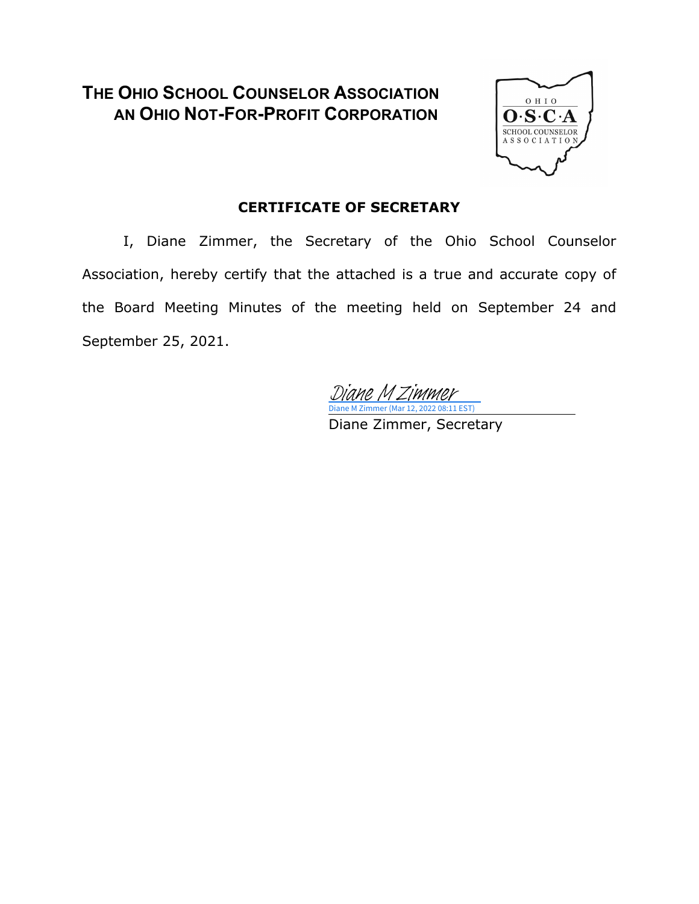# THE OHIO SCHOOL COUNSELOR ASSOCIATION
# AN OHIO NOT-FOR-PROFIT CORPORATION

## CERTIFICATE OF SECRETARY

I, Diane Zimmer, the Secretary of the Ohio School Counselor Association, hereby certify that the attached is a true and accurate copy of the Board Meeting Minutes of the meeting held on September 24 and September 25, 2021.

Diane M Zimmer
Diane M Zimmer (Mar 12, 2022 08:11 EST)

Diane Zimmer, Secretary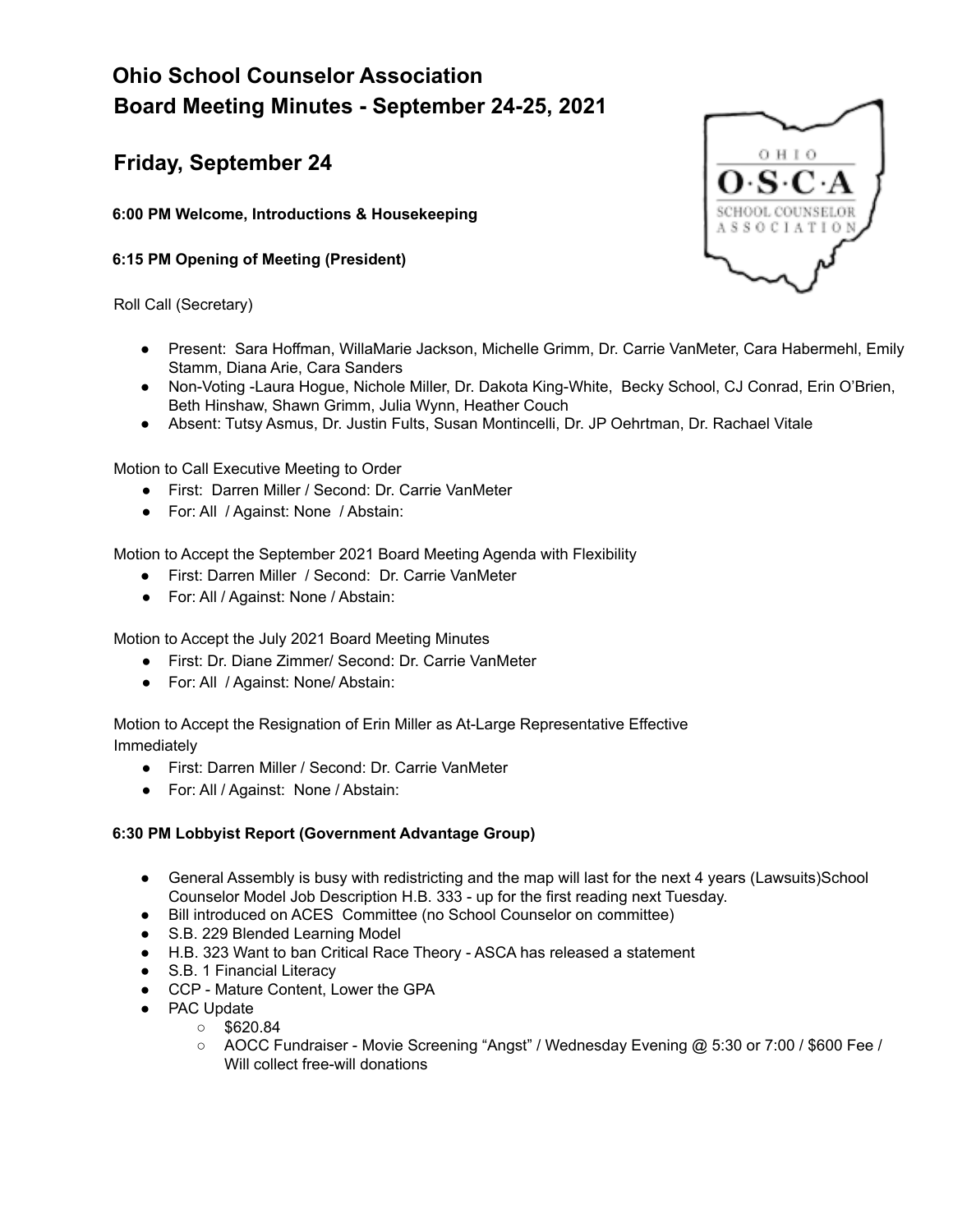# Ohio School Counselor Association
# Board Meeting Minutes - September 24-25, 2021

## Friday, September 24

**6:00 PM Welcome, Introductions & Housekeeping**

**6:15 PM Opening of Meeting (President)**

Roll Call (Secretary)

- Present: Sara Hoffman, WillaMarie Jackson, Michelle Grimm, Dr. Carrie VanMeter, Cara Habermehl, Emily Stamm, Diana Arie, Cara Sanders
- Non-Voting -Laura Hogue, Nichole Miller, Dr. Dakota King-White, Becky School, CJ Conrad, Erin O'Brien, Beth Hinshaw, Shawn Grimm, Julia Wynn, Heather Couch
- Absent: Tutsy Asmus, Dr. Justin Fults, Susan Montincelli, Dr. JP Oehrtman, Dr. Rachael Vitale

Motion to Call Executive Meeting to Order

- First: Darren Miller / Second: Dr. Carrie VanMeter
- For: All / Against: None / Abstain:

Motion to Accept the September 2021 Board Meeting Agenda with Flexibility

- First: Darren Miller / Second: Dr. Carrie VanMeter
- For: All / Against: None / Abstain:

Motion to Accept the July 2021 Board Meeting Minutes

- First: Dr. Diane Zimmer/ Second: Dr. Carrie VanMeter
- For: All / Against: None/ Abstain:

Motion to Accept the Resignation of Erin Miller as At-Large Representative Effective Immediately

- First: Darren Miller / Second: Dr. Carrie VanMeter
- For: All / Against: None / Abstain:

**6:30 PM Lobbyist Report (Government Advantage Group)**

- General Assembly is busy with redistricting and the map will last for the next 4 years (Lawsuits)School Counselor Model Job Description H.B. 333 - up for the first reading next Tuesday.
- Bill introduced on ACES Committee (no School Counselor on committee)
- S.B. 229 Blended Learning Model
- H.B. 323 Want to ban Critical Race Theory - ASCA has released a statement
- S.B. 1 Financial Literacy
- CCP - Mature Content, Lower the GPA
- PAC Update
  - $620.84
  - AOCC Fundraiser - Movie Screening "Angst" / Wednesday Evening @ 5:30 or 7:00 / $600 Fee / Will collect free-will donations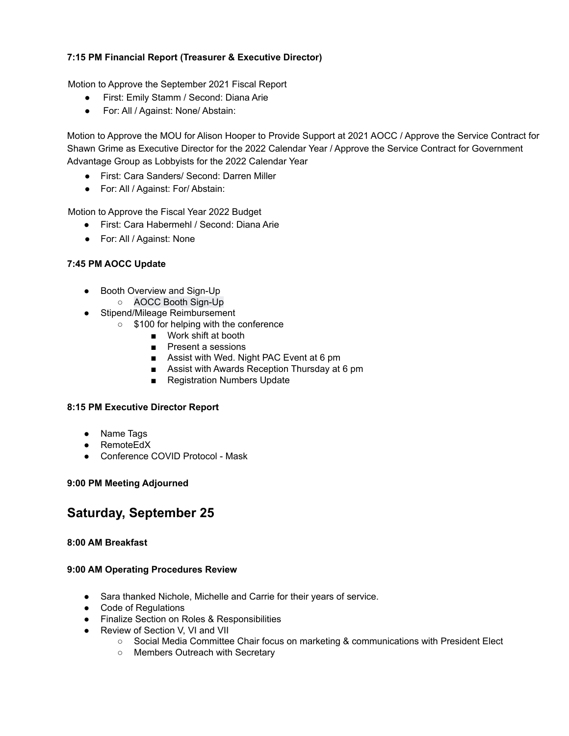**7:15 PM Financial Report (Treasurer & Executive Director)**

Motion to Approve the September 2021 Fiscal Report

- First: Emily Stamm / Second: Diana Arie
- For: All / Against: None/ Abstain:

Motion to Approve the MOU for Alison Hooper to Provide Support at 2021 AOCC / Approve the Service Contract for Shawn Grime as Executive Director for the 2022 Calendar Year / Approve the Service Contract for Government Advantage Group as Lobbyists for the 2022 Calendar Year

- First: Cara Sanders/ Second: Darren Miller
- For: All / Against: For/ Abstain:

Motion to Approve the Fiscal Year 2022 Budget

- First: Cara Habermehl / Second: Diana Arie
- For: All / Against: None

**7:45 PM AOCC Update**

- Booth Overview and Sign-Up
    - AOCC Booth Sign-Up
- Stipend/Mileage Reimbursement
    - $100 for helping with the conference
        - Work shift at booth
        - Present a sessions
        - Assist with Wed. Night PAC Event at 6 pm
        - Assist with Awards Reception Thursday at 6 pm
        - Registration Numbers Update

**8:15 PM Executive Director Report**

- Name Tags
- RemoteEdX
- Conference COVID Protocol - Mask

**9:00 PM Meeting Adjourned**

## Saturday, September 25

**8:00 AM Breakfast**

**9:00 AM Operating Procedures Review**

- Sara thanked Nichole, Michelle and Carrie for their years of service.
- Code of Regulations
- Finalize Section on Roles & Responsibilities
- Review of Section V, VI and VII
    - Social Media Committee Chair focus on marketing & communications with President Elect
    - Members Outreach with Secretary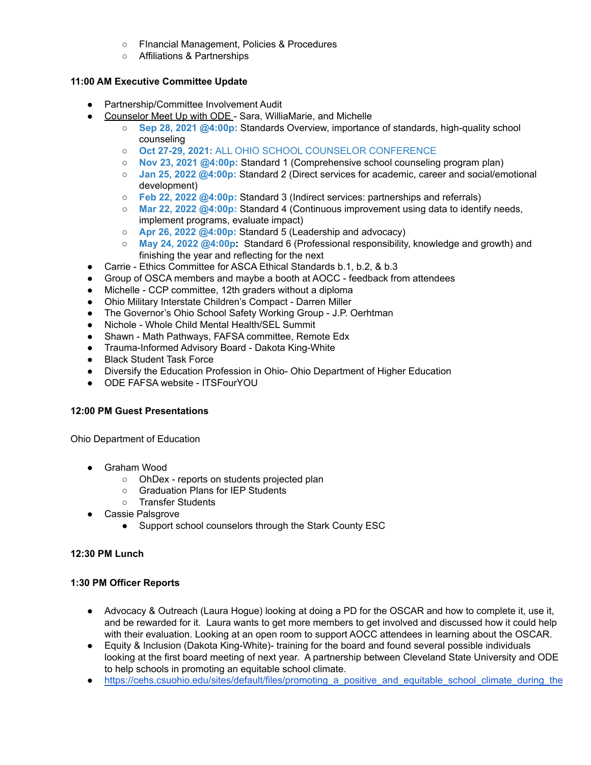- FInancial Management, Policies & Procedures
    - Affiliations & Partnerships

**11:00 AM Executive Committee Update**

- Partnership/Committee Involvement Audit
- Counselor Meet Up with ODE - Sara, WilliaMarie, and Michelle
    - **Sep 28, 2021 @4:00p:** Standards Overview, importance of standards, high-quality school counseling
    - **Oct 27-29, 2021:** ALL OHIO SCHOOL COUNSELOR CONFERENCE
    - **Nov 23, 2021 @4:00p:** Standard 1 (Comprehensive school counseling program plan)
    - **Jan 25, 2022 @4:00p:** Standard 2 (Direct services for academic, career and social/emotional development)
    - **Feb 22, 2022 @4:00p:** Standard 3 (Indirect services: partnerships and referrals)
    - **Mar 22, 2022 @4:00p:** Standard 4 (Continuous improvement using data to identify needs, implement programs, evaluate impact)
    - **Apr 26, 2022 @4:00p:** Standard 5 (Leadership and advocacy)
    - **May 24, 2022 @4:00p:** Standard 6 (Professional responsibility, knowledge and growth) and finishing the year and reflecting for the next
- Carrie - Ethics Committee for ASCA Ethical Standards b.1, b.2, & b.3
- Group of OSCA members and maybe a booth at AOCC - feedback from attendees
- Michelle - CCP committee, 12th graders without a diploma
- Ohio Military Interstate Children's Compact - Darren Miller
- The Governor's Ohio School Safety Working Group - J.P. Oerhtman
- Nichole - Whole Child Mental Health/SEL Summit
- Shawn - Math Pathways, FAFSA committee, Remote Edx
- Trauma-Informed Advisory Board - Dakota King-White
- Black Student Task Force
- Diversify the Education Profession in Ohio- Ohio Department of Higher Education
- ODE FAFSA website - ITSFourYOU

**12:00 PM Guest Presentations**

Ohio Department of Education

- Graham Wood
    - OhDex - reports on students projected plan
    - Graduation Plans for IEP Students
    - Transfer Students
- Cassie Palsgrove
    - Support school counselors through the Stark County ESC

**12:30 PM Lunch**

**1:30 PM Officer Reports**

- Advocacy & Outreach (Laura Hogue) looking at doing a PD for the OSCAR and how to complete it, use it, and be rewarded for it. Laura wants to get more members to get involved and discussed how it could help with their evaluation. Looking at an open room to support AOCC attendees in learning about the OSCAR.
- Equity & Inclusion (Dakota King-White)- training for the board and found several possible individuals looking at the first board meeting of next year. A partnership between Cleveland State University and ODE to help schools in promoting an equitable school climate.
- https://cehs.csuohio.edu/sites/default/files/promoting_a_positive_and_equitable_school_climate_during_the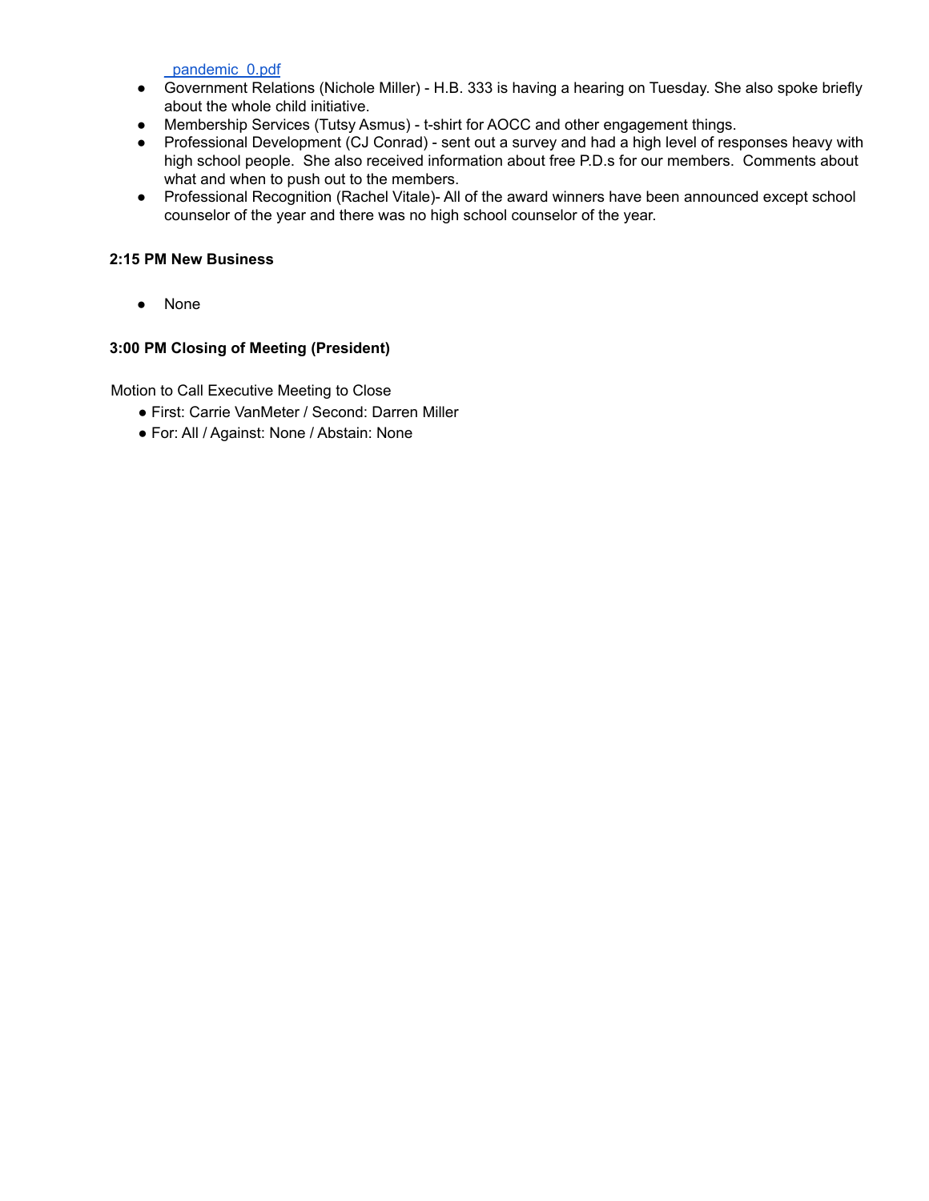_pandemic_0.pdf

- Government Relations (Nichole Miller) - H.B. 333 is having a hearing on Tuesday. She also spoke briefly about the whole child initiative.
- Membership Services (Tutsy Asmus) - t-shirt for AOCC and other engagement things.
- Professional Development (CJ Conrad) - sent out a survey and had a high level of responses heavy with high school people. She also received information about free P.D.s for our members. Comments about what and when to push out to the members.
- Professional Recognition (Rachel Vitale)- All of the award winners have been announced except school counselor of the year and there was no high school counselor of the year.

**2:15 PM New Business**

- None

**3:00 PM Closing of Meeting (President)**

Motion to Call Executive Meeting to Close

- First: Carrie VanMeter / Second: Darren Miller
- For: All / Against: None / Abstain: None